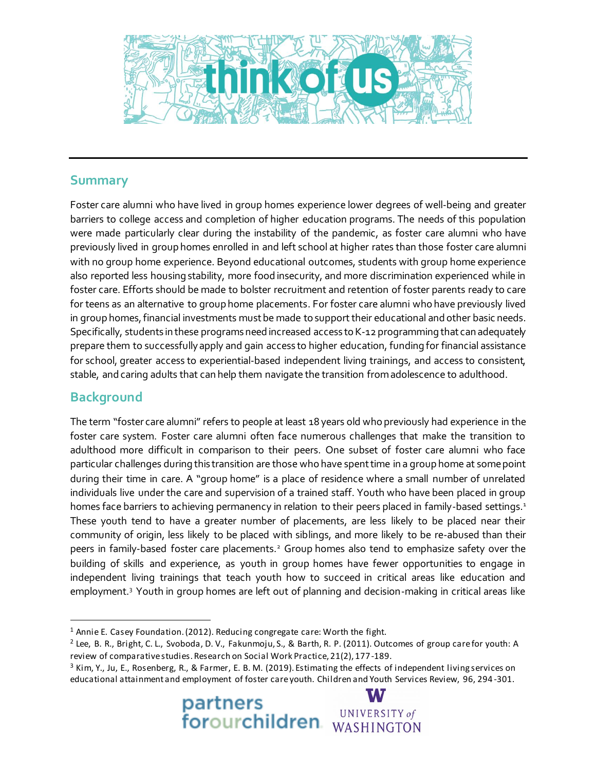think of us

## Summary

Foster care alumni who have lived in group homes experience lower degrees of well-being and greater barriers to college access and completion of higher education programs. The needs of this population were made particularly clear during the instability of the pandemic, as foster care alumni who have previously lived in group homes enrolled in and left school at higher rates than those foster care alumni with no group home experience. Beyond educational outcomes, students with group home experience also reported less housing stability, more food insecurity, and more discrimination experienced while in foster care. Efforts should be made to bolster recruitment and retention of foster parents ready to care for teens as an alternative to group home placements. For foster care alumni who have previously lived in group homes, financial investments must be made to support their educational and other basic needs. Specifically, students in these programs need increased access to K-12 programming that can adequately prepare them to successfully apply and gain access to higher education, funding for financial assistance for school, greater access to experiential-based independent living trainings, and access to consistent, stable, and caring adults that can help them navigate the transition from adolescence to adulthood.

## Background

The term "foster care alumni" refers to people at least 18 years old who previously had experience in the foster care system. Foster care alumni often face numerous challenges that make the transition to adulthood more difficult in comparison to their peers. One subset of foster care alumni who face particular challenges during this transition are those who have spent time in a group home at some point during their time in care. A "group home" is a place of residence where a small number of unrelated individuals live under the care and supervision of a trained staff. Youth who have been placed in group homes face barriers to achieving permanency in relation to their peers placed in family-based settings.[1] These youth tend to have a greater number of placements, are less likely to be placed near their community of origin, less likely to be placed with siblings, and more likely to be re-abused than their peers in family-based foster care placements.[2] Group homes also tend to emphasize safety over the building of skills and experience, as youth in group homes have fewer opportunities to engage in independent living trainings that teach youth how to succeed in critical areas like education and employment.[3] Youth in group homes are left out of planning and decision-making in critical areas like

---

[1] Annie E. Casey Foundation. (2012). Reducing congregate care: Worth the fight.

[2] Lee, B. R., Bright, C. L., Svoboda, D. V., Fakunmoju, S., & Barth, R. P. (2011). Outcomes of group care for youth: A review of comparative studies. Research on Social Work Practice, 21(2), 177-189.

[3] Kim, Y., Ju, E., Rosenberg, R., & Farmer, E. B. M. (2019). Estimating the effects of independent living services on educational attainment and employment of foster care youth. Children and Youth Services Review, 96, 294-301.

partners forourchildren | UNIVERSITY of WASHINGTON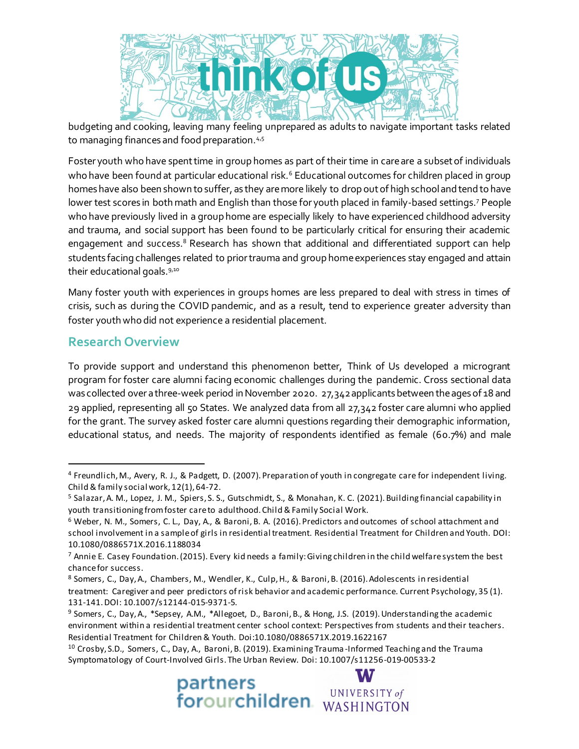budgeting and cooking, leaving many feeling unprepared as adults to navigate important tasks related to managing finances and food preparation.[4,5]

Foster youth who have spent time in group homes as part of their time in care are a subset of individuals who have been found at particular educational risk.[6] Educational outcomes for children placed in group homes have also been shown to suffer, as they are more likely to drop out of high school and tend to have lower test scores in both math and English than those for youth placed in family-based settings.[7] People who have previously lived in a group home are especially likely to have experienced childhood adversity and trauma, and social support has been found to be particularly critical for ensuring their academic engagement and success.[8] Research has shown that additional and differentiated support can help students facing challenges related to prior trauma and group home experiences stay engaged and attain their educational goals.[9,10]

Many foster youth with experiences in groups homes are less prepared to deal with stress in times of crisis, such as during the COVID pandemic, and as a result, tend to experience greater adversity than foster youth who did not experience a residential placement.

## Research Overview

To provide support and understand this phenomenon better, Think of Us developed a microgrant program for foster care alumni facing economic challenges during the pandemic. Cross sectional data was collected over a three-week period in November 2020. 27,342 applicants between the ages of 18 and 29 applied, representing all 50 States. We analyzed data from all 27,342 foster care alumni who applied for the grant. The survey asked foster care alumni questions regarding their demographic information, educational status, and needs. The majority of respondents identified as female (60.7%) and male

---

[4] Freundlich, M., Avery, R. J., & Padgett, D. (2007). Preparation of youth in congregate care for independent living. Child & family social work, 12(1), 64-72.

[5] Salazar, A. M., Lopez, J. M., Spiers, S. S., Gutschmidt, S., & Monahan, K. C. (2021). Building financial capability in youth transitioning from foster care to adulthood. Child & Family Social Work.

[6] Weber, N. M., Somers, C. L., Day, A., & Baroni, B. A. (2016). Predictors and outcomes of school attachment and school involvement in a sample of girls in residential treatment. Residential Treatment for Children and Youth. DOI: 10.1080/0886571X.2016.1188034

[7] Annie E. Casey Foundation. (2015). Every kid needs a family: Giving children in the child welfare system the best chance for success.

[8] Somers, C., Day, A., Chambers, M., Wendler, K., Culp, H., & Baroni, B. (2016). Adolescents in residential treatment: Caregiver and peer predictors of risk behavior and academic performance. Current Psychology, 35 (1). 131-141. DOI: 10.1007/s12144-015-9371-5.

[9] Somers, C., Day, A., *Sepsey, A.M., *Allegoet, D., Baroni, B., & Hong, J.S. (2019). Understanding the academic environment within a residential treatment center school context: Perspectives from students and their teachers. Residential Treatment for Children & Youth. Doi:10.1080/0886571X.2019.1622167

[10] Crosby, S.D., Somers, C., Day, A., Baroni, B. (2019). Examining Trauma-Informed Teaching and the Trauma Symptomatology of Court-Involved Girls. The Urban Review. Doi: 10.1007/s11256-019-00533-2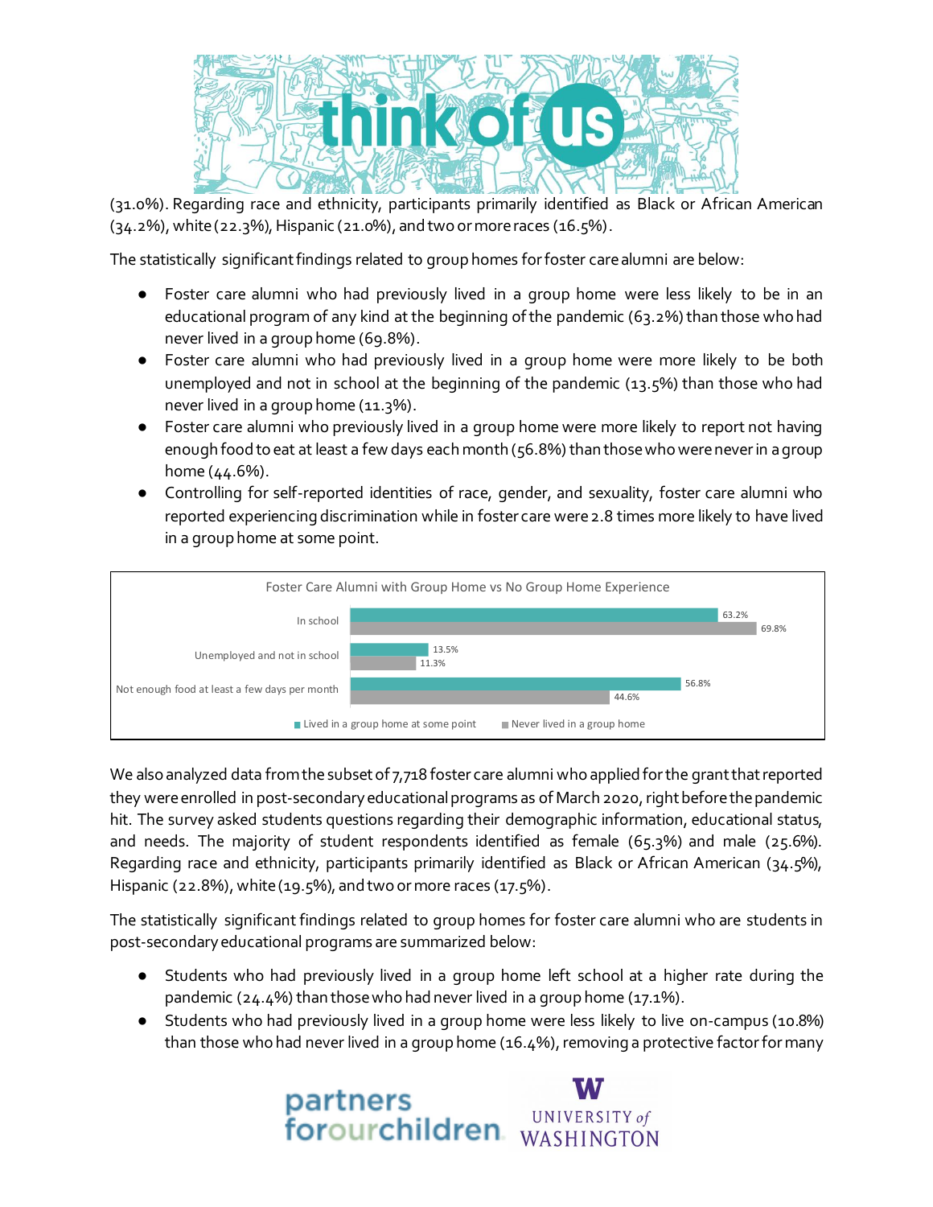(31.0%). Regarding race and ethnicity, participants primarily identified as Black or African American (34.2%), white (22.3%), Hispanic (21.0%), and two or more races (16.5%).

The statistically significant findings related to group homes for foster care alumni are below:

- Foster care alumni who had previously lived in a group home were less likely to be in an educational program of any kind at the beginning of the pandemic (63.2%) than those who had never lived in a group home (69.8%).
- Foster care alumni who had previously lived in a group home were more likely to be both unemployed and not in school at the beginning of the pandemic (13.5%) than those who had never lived in a group home (11.3%).
- Foster care alumni who previously lived in a group home were more likely to report not having enough food to eat at least a few days each month (56.8%) than those who were never in a group home (44.6%).
- Controlling for self-reported identities of race, gender, and sexuality, foster care alumni who reported experiencing discrimination while in foster care were 2.8 times more likely to have lived in a group home at some point.

Foster Care Alumni with Group Home vs No Group Home Experience

| | Lived in a group home at some point | Never lived in a group home |
|---|---|---|
| In school | 63.2% | 69.8% |
| Unemployed and not in school | 13.5% | 11.3% |
| Not enough food at least a few days per month | 56.8% | 44.6% |

We also analyzed data from the subset of 7,718 foster care alumni who applied for the grant that reported they were enrolled in post-secondary educational programs as of March 2020, right before the pandemic hit. The survey asked students questions regarding their demographic information, educational status, and needs. The majority of student respondents identified as female (65.3%) and male (25.6%). Regarding race and ethnicity, participants primarily identified as Black or African American (34.5%), Hispanic (22.8%), white (19.5%), and two or more races (17.5%).

The statistically significant findings related to group homes for foster care alumni who are students in post-secondary educational programs are summarized below:

- Students who had previously lived in a group home left school at a higher rate during the pandemic (24.4%) than those who had never lived in a group home (17.1%).
- Students who had previously lived in a group home were less likely to live on-campus (10.8%) than those who had never lived in a group home (16.4%), removing a protective factor for many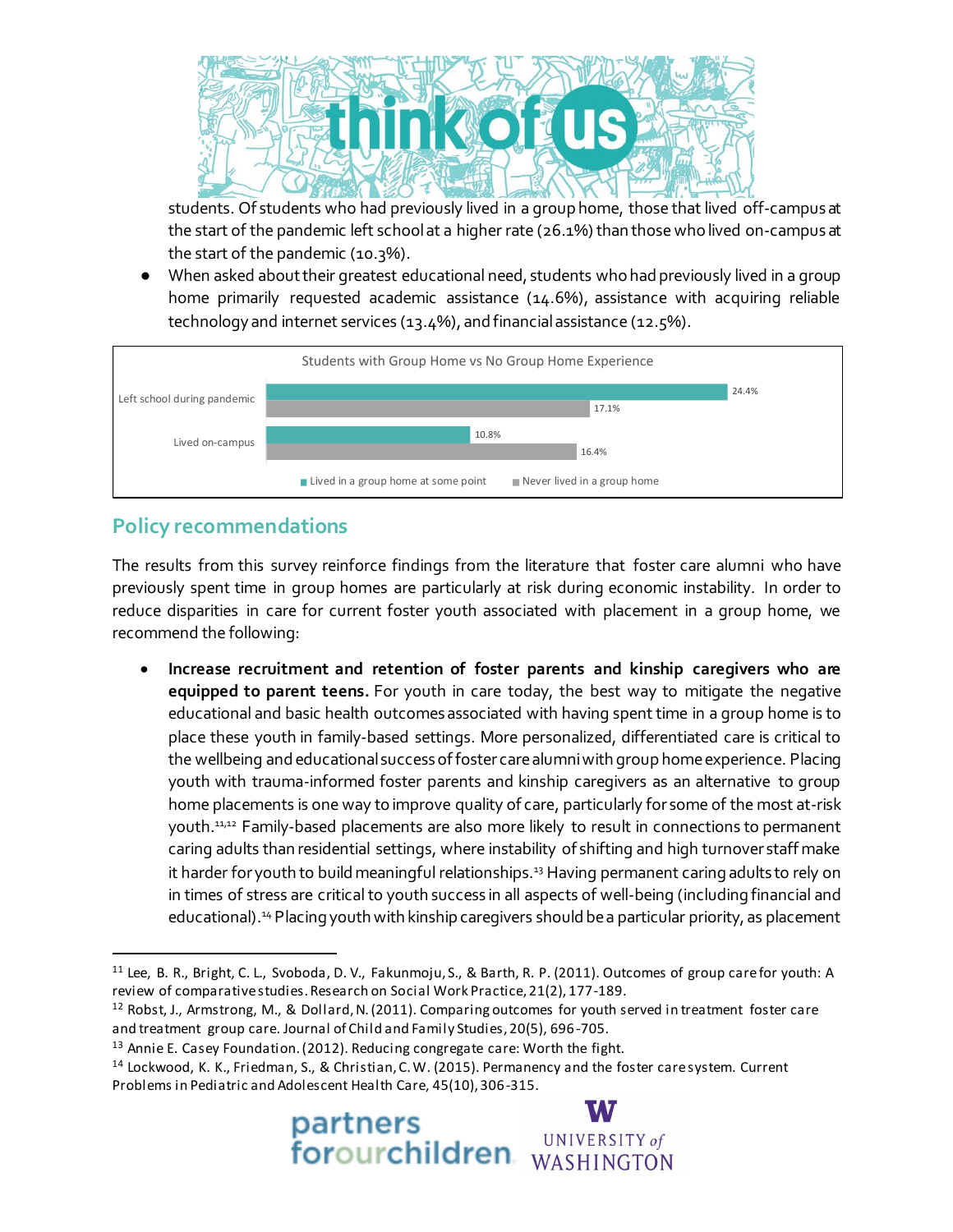students. Of students who had previously lived in a group home, those that lived off-campus at the start of the pandemic left school at a higher rate (26.1%) than those who lived on-campus at the start of the pandemic (10.3%).

- When asked about their greatest educational need, students who had previously lived in a group home primarily requested academic assistance (14.6%), assistance with acquiring reliable technology and internet services (13.4%), and financial assistance (12.5%).

Students with Group Home vs No Group Home Experience

| | Lived in a group home at some point | Never lived in a group home |
|---|---|---|
| Left school during pandemic | 24.4% | 17.1% |
| Lived on-campus | 10.8% | 16.4% |

## Policy recommendations

The results from this survey reinforce findings from the literature that foster care alumni who have previously spent time in group homes are particularly at risk during economic instability. In order to reduce disparities in care for current foster youth associated with placement in a group home, we recommend the following:

- **Increase recruitment and retention of foster parents and kinship caregivers who are equipped to parent teens.** For youth in care today, the best way to mitigate the negative educational and basic health outcomes associated with having spent time in a group home is to place these youth in family-based settings. More personalized, differentiated care is critical to the wellbeing and educational success of foster care alumni with group home experience. Placing youth with trauma-informed foster parents and kinship caregivers as an alternative to group home placements is one way to improve quality of care, particularly for some of the most at-risk youth.[11,12] Family-based placements are also more likely to result in connections to permanent caring adults than residential settings, where instability of shifting and high turnover staff make it harder for youth to build meaningful relationships.[13] Having permanent caring adults to rely on in times of stress are critical to youth success in all aspects of well-being (including financial and educational).[14] Placing youth with kinship caregivers should be a particular priority, as placement

[11] Lee, B. R., Bright, C. L., Svoboda, D. V., Fakunmoju, S., & Barth, R. P. (2011). Outcomes of group care for youth: A review of comparative studies. Research on Social Work Practice, 21(2), 177-189.

[12] Robst, J., Armstrong, M., & Dollard, N. (2011). Comparing outcomes for youth served in treatment foster care and treatment group care. Journal of Child and Family Studies, 20(5), 696-705.

[13] Annie E. Casey Foundation. (2012). Reducing congregate care: Worth the fight.

[14] Lockwood, K. K., Friedman, S., & Christian, C. W. (2015). Permanency and the foster care system. Current Problems in Pediatric and Adolescent Health Care, 45(10), 306-315.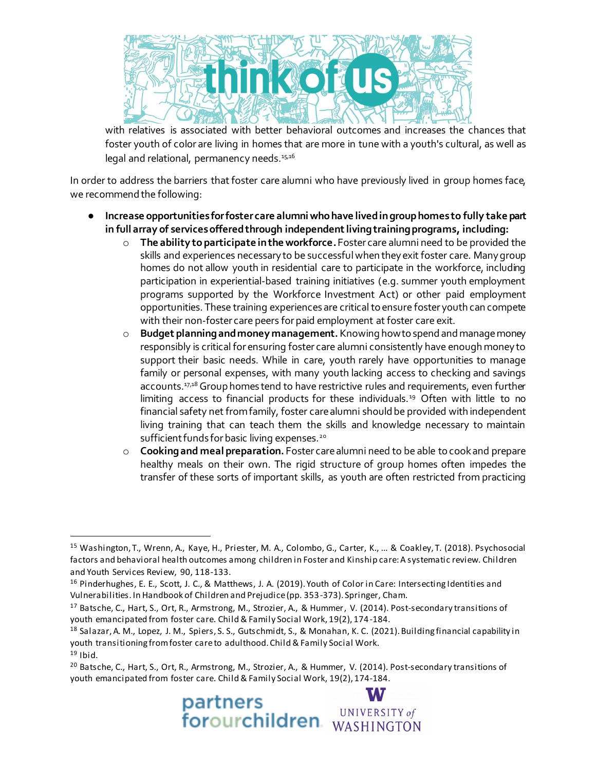with relatives is associated with better behavioral outcomes and increases the chances that foster youth of color are living in homes that are more in tune with a youth's cultural, as well as legal and relational, permanency needs.[15,16]

In order to address the barriers that foster care alumni who have previously lived in group homes face, we recommend the following:

- **Increase opportunities for foster care alumni who have lived in group homes to fully take part in full array of services offered through independent living training programs, including:**
  - **The ability to participate in the workforce.** Foster care alumni need to be provided the skills and experiences necessary to be successful when they exit foster care. Many group homes do not allow youth in residential care to participate in the workforce, including participation in experiential-based training initiatives (e.g. summer youth employment programs supported by the Workforce Investment Act) or other paid employment opportunities. These training experiences are critical to ensure foster youth can compete with their non-foster care peers for paid employment at foster care exit.
  - **Budget planning and money management.** Knowing how to spend and manage money responsibly is critical for ensuring foster care alumni consistently have enough money to support their basic needs. While in care, youth rarely have opportunities to manage family or personal expenses, with many youth lacking access to checking and savings accounts.[17,18] Group homes tend to have restrictive rules and requirements, even further limiting access to financial products for these individuals.[19] Often with little to no financial safety net from family, foster care alumni should be provided with independent living training that can teach them the skills and knowledge necessary to maintain sufficient funds for basic living expenses.[20]
  - **Cooking and meal preparation.** Foster care alumni need to be able to cook and prepare healthy meals on their own. The rigid structure of group homes often impedes the transfer of these sorts of important skills, as youth are often restricted from practicing

---

[15] Washington, T., Wrenn, A., Kaye, H., Priester, M. A., Colombo, G., Carter, K., ... & Coakley, T. (2018). Psychosocial factors and behavioral health outcomes among children in Foster and Kinship care: A systematic review. Children and Youth Services Review, 90, 118-133.

[16] Pinderhughes, E. E., Scott, J. C., & Matthews, J. A. (2019). Youth of Color in Care: Intersecting Identities and Vulnerabilities. In Handbook of Children and Prejudice (pp. 353-373). Springer, Cham.

[17] Batsche, C., Hart, S., Ort, R., Armstrong, M., Strozier, A., & Hummer, V. (2014). Post-secondary transitions of youth emancipated from foster care. Child & Family Social Work, 19(2), 174-184.

[18] Salazar, A. M., Lopez, J. M., Spiers, S. S., Gutschmidt, S., & Monahan, K. C. (2021). Building financial capability in youth transitioning from foster care to adulthood. Child & Family Social Work.

[19] Ibid.

[20] Batsche, C., Hart, S., Ort, R., Armstrong, M., Strozier, A., & Hummer, V. (2014). Post-secondary transitions of youth emancipated from foster care. Child & Family Social Work, 19(2), 174-184.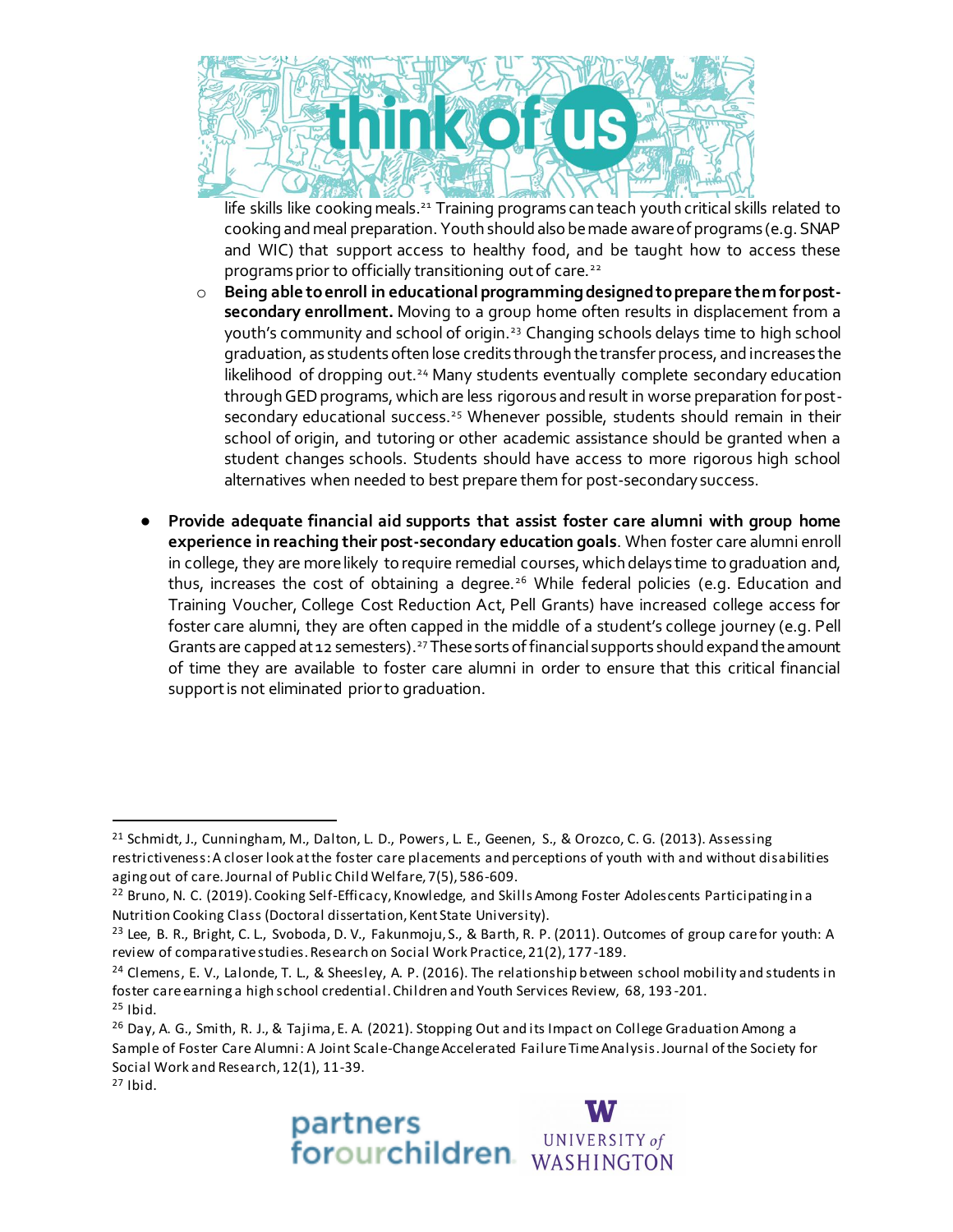life skills like cooking meals.[21] Training programs can teach youth critical skills related to cooking and meal preparation. Youth should also be made aware of programs (e.g. SNAP and WIC) that support access to healthy food, and be taught how to access these programs prior to officially transitioning out of care.[22]

  - **Being able to enroll in educational programming designed to prepare them for post-secondary enrollment.** Moving to a group home often results in displacement from a youth's community and school of origin.[23] Changing schools delays time to high school graduation, as students often lose credits through the transfer process, and increases the likelihood of dropping out.[24] Many students eventually complete secondary education through GED programs, which are less rigorous and result in worse preparation for post-secondary educational success.[25] Whenever possible, students should remain in their school of origin, and tutoring or other academic assistance should be granted when a student changes schools. Students should have access to more rigorous high school alternatives when needed to best prepare them for post-secondary success.

- **Provide adequate financial aid supports that assist foster care alumni with group home experience in reaching their post-secondary education goals**. When foster care alumni enroll in college, they are more likely to require remedial courses, which delays time to graduation and, thus, increases the cost of obtaining a degree.[26] While federal policies (e.g. Education and Training Voucher, College Cost Reduction Act, Pell Grants) have increased college access for foster care alumni, they are often capped in the middle of a student's college journey (e.g. Pell Grants are capped at 12 semesters).[27] These sorts of financial supports should expand the amount of time they are available to foster care alumni in order to ensure that this critical financial support is not eliminated prior to graduation.

---

[21] Schmidt, J., Cunningham, M., Dalton, L. D., Powers, L. E., Geenen, S., & Orozco, C. G. (2013). Assessing restrictiveness: A closer look at the foster care placements and perceptions of youth with and without disabilities aging out of care. Journal of Public Child Welfare, 7(5), 586-609.

[22] Bruno, N. C. (2019). Cooking Self-Efficacy, Knowledge, and Skills Among Foster Adolescents Participating in a Nutrition Cooking Class (Doctoral dissertation, Kent State University).

[23] Lee, B. R., Bright, C. L., Svoboda, D. V., Fakunmoju, S., & Barth, R. P. (2011). Outcomes of group care for youth: A review of comparative studies. Research on Social Work Practice, 21(2), 177-189.

[24] Clemens, E. V., Lalonde, T. L., & Sheesley, A. P. (2016). The relationship between school mobility and students in foster care earning a high school credential. Children and Youth Services Review, 68, 193-201.

[25] Ibid.

[26] Day, A. G., Smith, R. J., & Tajima, E. A. (2021). Stopping Out and its Impact on College Graduation Among a Sample of Foster Care Alumni: A Joint Scale-Change Accelerated Failure Time Analysis. Journal of the Society for Social Work and Research, 12(1), 11-39.

[27] Ibid.